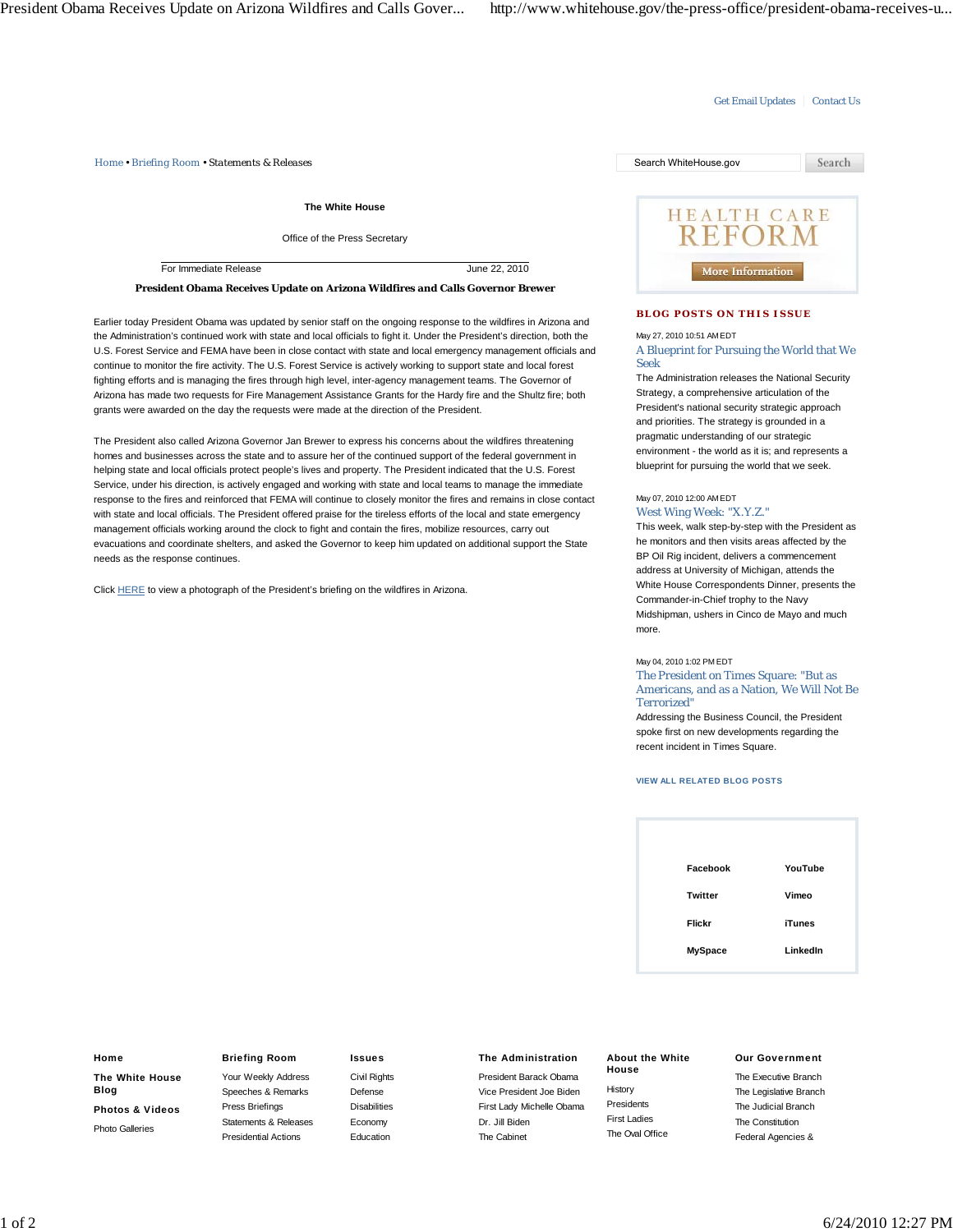Get Email Updates | Contact Us

Home • Briefing Room • Statements & Releases

Search WhiteHouse.gov Search

**The White House**

Office of the Press Secretary

For Immediate Release June 22, 2010

## President Obama Receives Update on Arizona Wildfires and Calls Governor Brewer

Earlier today President Obama was updated by senior staff on the ongoing response to the wildfires in Arizona and the Administration's continued work with state and local officials to fight it. Under the President's direction, both the U.S. Forest Service and FEMA have been in close contact with state and local emergency management officials and continue to monitor the fire activity. The U.S. Forest Service is actively working to support state and local forest fighting efforts and is managing the fires through high level, inter-agency management teams. The Governor of Arizona has made two requests for Fire Management Assistance Grants for the Hardy fire and the Shultz fire; both grants were awarded on the day the requests were made at the direction of the President.

The President also called Arizona Governor Jan Brewer to express his concerns about the wildfires threatening homes and businesses across the state and to assure her of the continued support of the federal government in helping state and local officials protect people's lives and property. The President indicated that the U.S. Forest Service, under his direction, is actively engaged and working with state and local teams to manage the immediate response to the fires and reinforced that FEMA will continue to closely monitor the fires and remains in close contact with state and local officials. The President offered praise for the tireless efforts of the local and state emergency management officials working around the clock to fight and contain the fires, mobilize resources, carry out evacuations and coordinate shelters, and asked the Governor to keep him updated on additional support the State needs as the response continues.

Click HERE to view a photograph of the President's briefing on the wildfires in Arizona.

HEALTH CARE REFORM

More Information

### BLOG POSTS ON THIS ISSUE

May 27, 2010 10:51 AM EDT

**A Blueprint for Pursuing the World that We Seek**

The Administration releases the National Security Strategy, a comprehensive articulation of the President's national security strategic approach and priorities. The strategy is grounded in a pragmatic understanding of our strategic environment - the world as it is; and represents a blueprint for pursuing the world that we seek.

May 07, 2010 12:00 AM EDT

**West Wing Week: "X.Y.Z."**

This week, walk step-by-step with the President as he monitors and then visits areas affected by the BP Oil Rig incident, delivers a commencement address at University of Michigan, attends the White House Correspondents Dinner, presents the Commander-in-Chief trophy to the Navy Midshipman, ushers in Cinco de Mayo and much more.

May 04, 2010 1:02 PM EDT

**The President on Times Square: "But as Americans, and as a Nation, We Will Not Be Terrorized"**

Addressing the Business Council, the President spoke first on new developments regarding the recent incident in Times Square.

VIEW ALL RELATED BLOG POSTS

| | |
|---|---|
| Facebook | YouTube |
| Twitter | Vimeo |
| Flickr | iTunes |
| MySpace | LinkedIn |

**Home**

**The White House Blog**

**Photos & Videos**

Photo Galleries

**Briefing Room**

Your Weekly Address
Speeches & Remarks
Press Briefings
Statements & Releases
Presidential Actions

**Issues**

Civil Rights
Defense
Disabilities
Economy
Education

**The Administration**

President Barack Obama
Vice President Joe Biden
First Lady Michelle Obama
Dr. Jill Biden
The Cabinet

**About the White House**

History
Presidents
First Ladies
The Oval Office

**Our Government**

The Executive Branch
The Legislative Branch
The Judicial Branch
The Constitution
Federal Agencies &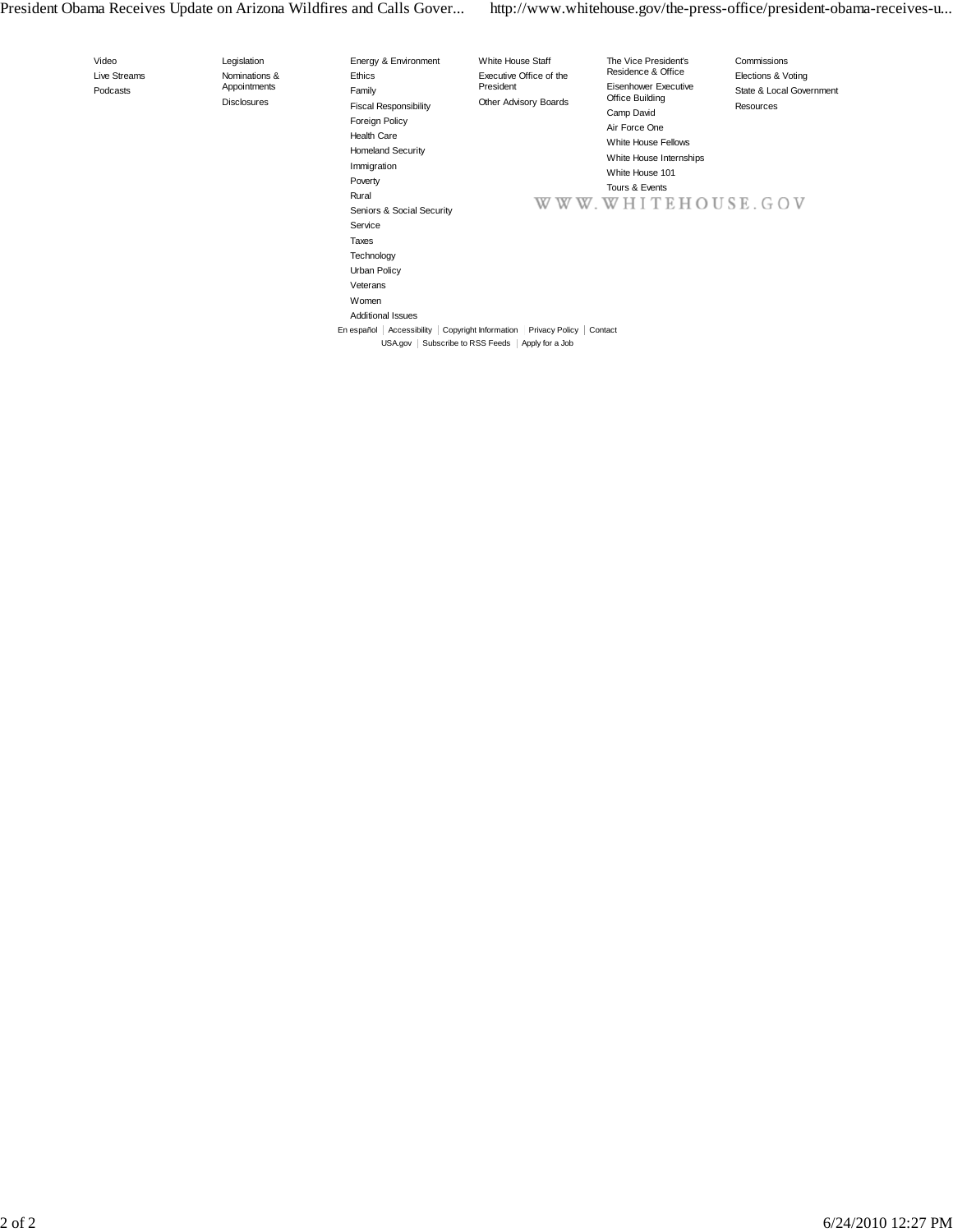Video
Live Streams
Podcasts

Legislation
Nominations & Appointments
Disclosures

Energy & Environment
Ethics
Family
Fiscal Responsibility
Foreign Policy
Health Care
Homeland Security
Immigration
Poverty
Rural
Seniors & Social Security
Service
Taxes
Technology
Urban Policy
Veterans
Women
Additional Issues

White House Staff
Executive Office of the President
Other Advisory Boards

The Vice President's Residence & Office
Eisenhower Executive Office Building
Camp David
Air Force One
White House Fellows
White House Internships
White House 101
Tours & Events

Commissions
Elections & Voting
State & Local Government
Resources

WWW.WHITEHOUSE.GOV

En español | Accessibility | Copyright Information | Privacy Policy | Contact
USA.gov | Subscribe to RSS Feeds | Apply for a Job